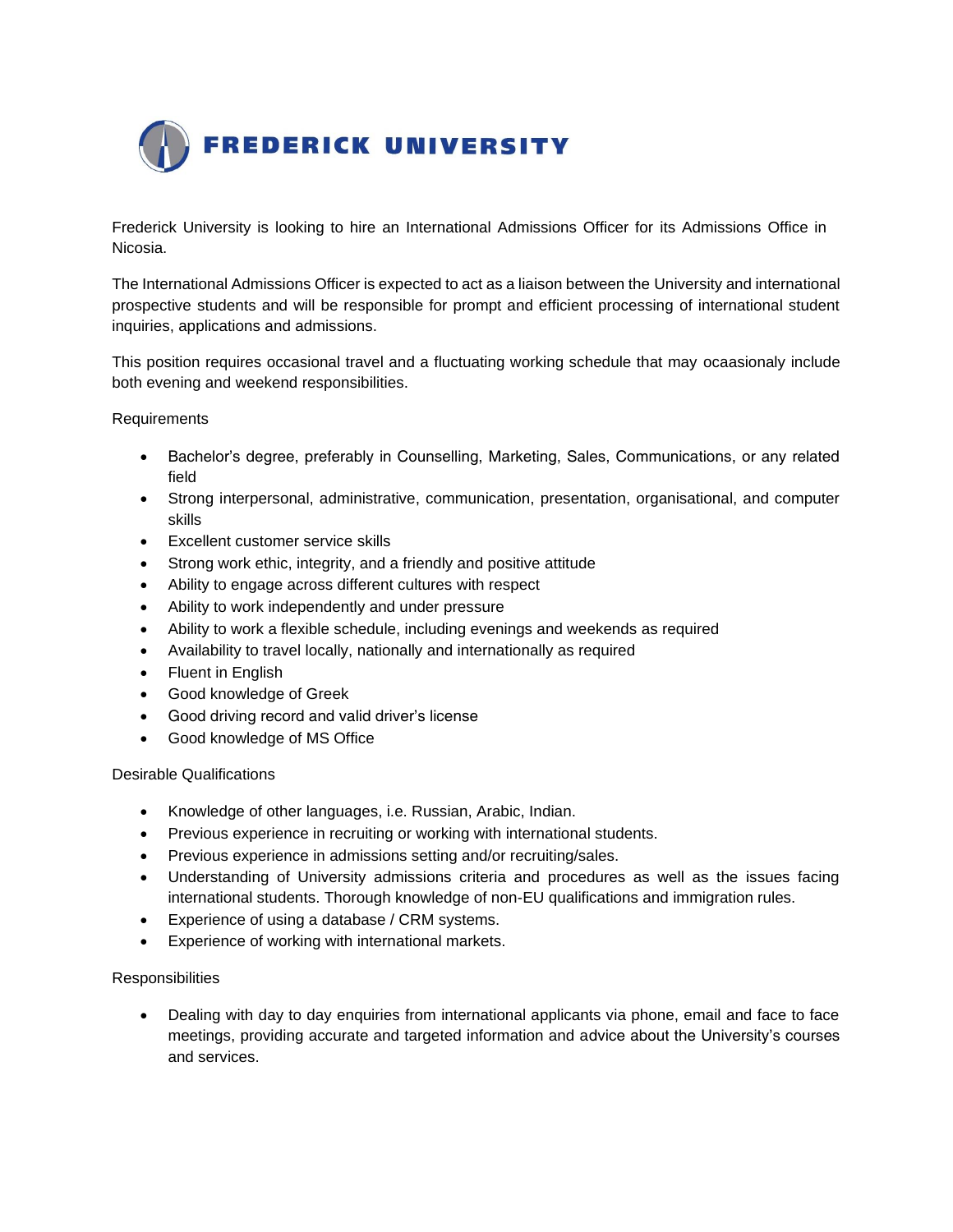# FREDERICK UNIVERSITY

Frederick University is looking to hire an International Admissions Officer for its Admissions Office in Nicosia.

The International Admissions Officer is expected to act as a liaison between the University and international prospective students and will be responsible for prompt and efficient processing of international student inquiries, applications and admissions.

This position requires occasional travel and a fluctuating working schedule that may ocaasionaly include both evening and weekend responsibilities.

Requirements

- Bachelor's degree, preferably in Counselling, Marketing, Sales, Communications, or any related field
- Strong interpersonal, administrative, communication, presentation, organisational, and computer skills
- Excellent customer service skills
- Strong work ethic, integrity, and a friendly and positive attitude
- Ability to engage across different cultures with respect
- Ability to work independently and under pressure
- Ability to work a flexible schedule, including evenings and weekends as required
- Availability to travel locally, nationally and internationally as required
- Fluent in English
- Good knowledge of Greek
- Good driving record and valid driver's license
- Good knowledge of MS Office

Desirable Qualifications

- Knowledge of other languages, i.e. Russian, Arabic, Indian.
- Previous experience in recruiting or working with international students.
- Previous experience in admissions setting and/or recruiting/sales.
- Understanding of University admissions criteria and procedures as well as the issues facing international students. Thorough knowledge of non-EU qualifications and immigration rules.
- Experience of using a database / CRM systems.
- Experience of working with international markets.

Responsibilities

- Dealing with day to day enquiries from international applicants via phone, email and face to face meetings, providing accurate and targeted information and advice about the University's courses and services.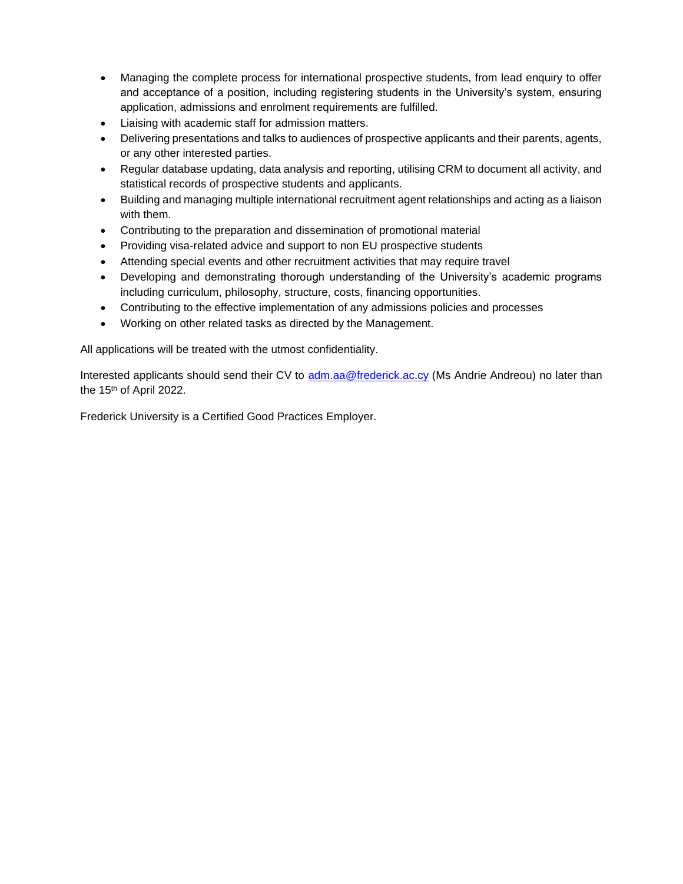- Managing the complete process for international prospective students, from lead enquiry to offer and acceptance of a position, including registering students in the University's system, ensuring application, admissions and enrolment requirements are fulfilled.
- Liaising with academic staff for admission matters.
- Delivering presentations and talks to audiences of prospective applicants and their parents, agents, or any other interested parties.
- Regular database updating, data analysis and reporting, utilising CRM to document all activity, and statistical records of prospective students and applicants.
- Building and managing multiple international recruitment agent relationships and acting as a liaison with them.
- Contributing to the preparation and dissemination of promotional material
- Providing visa-related advice and support to non EU prospective students
- Attending special events and other recruitment activities that may require travel
- Developing and demonstrating thorough understanding of the University's academic programs including curriculum, philosophy, structure, costs, financing opportunities.
- Contributing to the effective implementation of any admissions policies and processes
- Working on other related tasks as directed by the Management.

All applications will be treated with the utmost confidentiality.

Interested applicants should send their CV to adm.aa@frederick.ac.cy (Ms Andrie Andreou) no later than the 15th of April 2022.

Frederick University is a Certified Good Practices Employer.